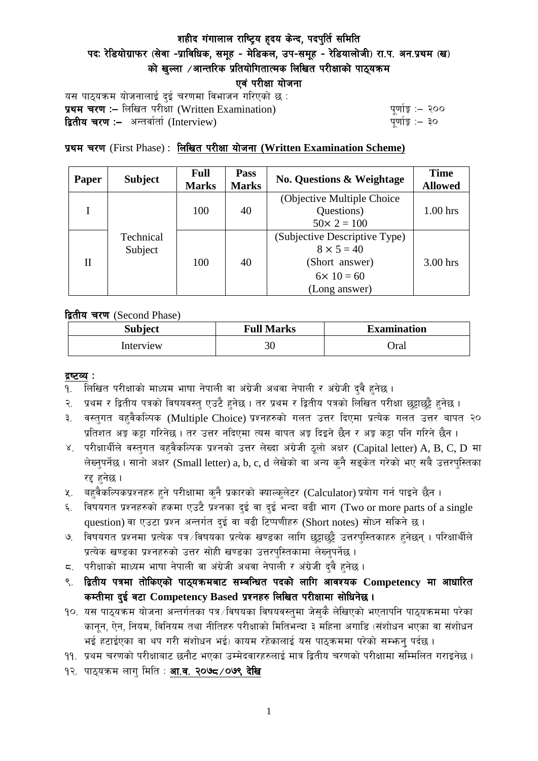# शहीद गंगालाल राष्ट्रिय हृदय केन्द, पदपुर्ति समिति

## पदः रेडियोग्राफर (सेवा -प्राविधिक, समूह - मेडिकल, उप-समूह - रेडियालोजी) रा.प. अन.प्रथम (ख) को खुल्ला /आन्तरिक प्रतियोगितात्मक लिखित परीक्षाको पाठ्यक्रम

## एवं परीक्षा योजना

यस पाठ्यक्रम योजनालाई दुई चरणमा विभाजन गरिएको छ :

**प्रथम चरण :–** लिखित परीक्षा (Written Examination) पूर्णाङ्क :– २००

**द्वितीय चरण :–** अन्तर्वार्ता (Interview) पूर्णाङ्क :– ३०

**प्रथम चरण** (First Phase) : **लिखित परीक्षा योजना (Written Examination Scheme)**

| Paper | Subject | Full Marks | Pass Marks | No. Questions & Weightage | Time Allowed |
|---|---|---|---|---|---|
| I | Technical Subject | 100 | 40 | (Objective Multiple Choice Questions) $50\times 2 = 100$ | 1.00 hrs |
| II | | 100 | 40 | (Subjective Descriptive Type) $8 \times 5 = 40$ (Short answer) $6\times 10 = 60$ (Long answer) | 3.00 hrs |

**द्वितीय चरण** (Second Phase)

| Subject | Full Marks | Examination |
|---|---|---|
| Interview | 30 | Oral |

**द्रष्टव्य :**

१. लिखित परीक्षाको माध्यम भाषा नेपाली वा अंग्रेजी अथवा नेपाली र अंग्रेजी दुवै हुनेछ ।

२. प्रथम र द्वितीय पत्रको विषयवस्तु एउटै हुनेछ । तर प्रथम र द्वितीय पत्रको लिखित परीक्षा छुट्टाछुट्टै हुनेछ ।

३. वस्तुगत बहुवैकल्पिक (Multiple Choice) प्रश्नहरुको गलत उत्तर दिएमा प्रत्येक गलत उत्तर बापत २० प्रतिशत अङ्क कट्टा गरिनेछ । तर उत्तर नदिएमा त्यस बापत अङ्क दिइने छैन र अङ्क कट्टा पनि गरिने छैन ।

४. परीक्षार्थीले वस्तुगत बहुवैकल्पिक प्रश्नको उत्तर लेख्दा अंग्रेजी ठूलो अक्षर (Capital letter) A, B, C, D मा लेख्नुपर्नेछ । सानो अक्षर (Small letter) a, b, c, d लेखेको वा अन्य कुनै सङ्केत गरेको भए सबै उत्तरपुस्तिका रद्द हुनेछ ।

५. बहुवैकल्पिकप्रश्नहरु हुने परीक्षामा कुनै प्रकारको क्याल्कुलेटर (Calculator) प्रयोग गर्न पाइने छैन ।

६. विषयगत प्रश्नहरुको हकमा एउटै प्रश्नका दुई वा दुई भन्दा बढी भाग (Two or more parts of a single question) वा एउटा प्रश्न अन्तर्गत दुई वा बढी टिप्पणीहरु (Short notes) सोध्न सकिने छ ।

७. विषयगत प्रश्नमा प्रत्येक पत्र/विषयका प्रत्येक खण्डका लागि छुट्टाछुट्टै उत्तरपुस्तिकाहरु हुनेछन् । परिक्षार्थीले प्रत्येक खण्डका प्रश्नहरुको उत्तर सोही खण्डका उत्तरपुस्तिकामा लेख्नुपर्नेछ ।

८. परीक्षाको माध्यम भाषा नेपाली वा अंग्रेजी अथवा नेपाली र अंग्रेजी दुवै हुनेछ ।

९. **द्वितीय पत्रमा तोकिएको पाठ्यक्रमबाट सम्बन्धित पदको लागि आवश्यक Competency मा आधारित कम्तीमा दुई वटा Competency Based प्रश्नहरु लिखित परीक्षामा सोधिनेछ ।**

१०. यस पाठ्यक्रम योजना अन्तर्गतका पत्र/विषयका विषयवस्तुमा जेसुकै लेखिएको भएतापनि पाठ्यक्रममा परेका कानून, ऐन, नियम, विनियम तथा नीतिहरु परीक्षाको मितिभन्दा ३ महिना अगाडि (संशोधन भएका वा संशोधन भई हटाईएका वा थप गरी संशोधन भई) कायम रहेकालाई यस पाठ्क्रममा परेको सम्झनु पर्दछ ।

११. प्रथम चरणको परीक्षाबाट छनौट भएका उम्मेदवारहरुलाई मात्र द्वितीय चरणको परीक्षामा सम्मिलित गराइनेछ ।

१२. पाठ्यक्रम लागु मिति : **आ.व. २०७८/०७९ देखि**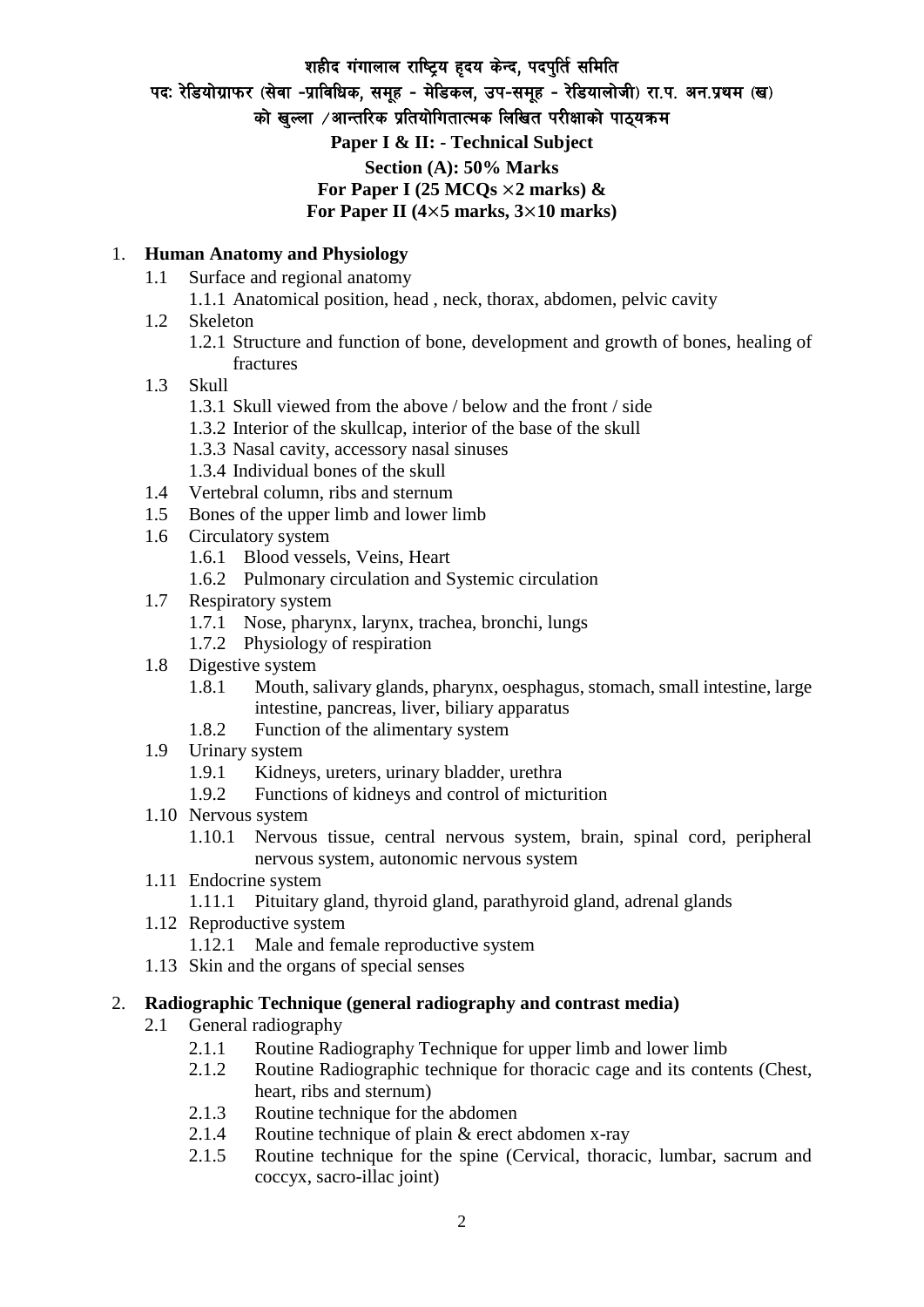# शहीद गंगालाल राष्ट्रिय हृदय केन्द, पदपुर्ति समिति

## पदः रेडियोग्राफर (सेवा -प्राविधिक, समूह - मेडिकल, उप-समूह - रेडियालोजी) रा.प. अन.प्रथम (ख) को खुल्ला /आन्तरिक प्रतियोगितात्मक लिखित परीक्षाको पाठ्यक्रम

**Paper I & II: - Technical Subject**

**Section (A): 50% Marks**

**For Paper I (25 MCQs × 2 marks) &**

**For Paper II (4×5 marks, 3×10 marks)**

1. **Human Anatomy and Physiology**
   - 1.1 Surface and regional anatomy
     - 1.1.1 Anatomical position, head , neck, thorax, abdomen, pelvic cavity
   - 1.2 Skeleton
     - 1.2.1 Structure and function of bone, development and growth of bones, healing of fractures
   - 1.3 Skull
     - 1.3.1 Skull viewed from the above / below and the front / side
     - 1.3.2 Interior of the skullcap, interior of the base of the skull
     - 1.3.3 Nasal cavity, accessory nasal sinuses
     - 1.3.4 Individual bones of the skull
   - 1.4 Vertebral column, ribs and sternum
   - 1.5 Bones of the upper limb and lower limb
   - 1.6 Circulatory system
     - 1.6.1 Blood vessels, Veins, Heart
     - 1.6.2 Pulmonary circulation and Systemic circulation
   - 1.7 Respiratory system
     - 1.7.1 Nose, pharynx, larynx, trachea, bronchi, lungs
     - 1.7.2 Physiology of respiration
   - 1.8 Digestive system
     - 1.8.1 Mouth, salivary glands, pharynx, oesphagus, stomach, small intestine, large intestine, pancreas, liver, biliary apparatus
     - 1.8.2 Function of the alimentary system
   - 1.9 Urinary system
     - 1.9.1 Kidneys, ureters, urinary bladder, urethra
     - 1.9.2 Functions of kidneys and control of micturition
   - 1.10 Nervous system
     - 1.10.1 Nervous tissue, central nervous system, brain, spinal cord, peripheral nervous system, autonomic nervous system
   - 1.11 Endocrine system
     - 1.11.1 Pituitary gland, thyroid gland, parathyroid gland, adrenal glands
   - 1.12 Reproductive system
     - 1.12.1 Male and female reproductive system
   - 1.13 Skin and the organs of special senses

2. **Radiographic Technique (general radiography and contrast media)**
   - 2.1 General radiography
     - 2.1.1 Routine Radiography Technique for upper limb and lower limb
     - 2.1.2 Routine Radiographic technique for thoracic cage and its contents (Chest, heart, ribs and sternum)
     - 2.1.3 Routine technique for the abdomen
     - 2.1.4 Routine technique of plain & erect abdomen x-ray
     - 2.1.5 Routine technique for the spine (Cervical, thoracic, lumbar, sacrum and coccyx, sacro-illac joint)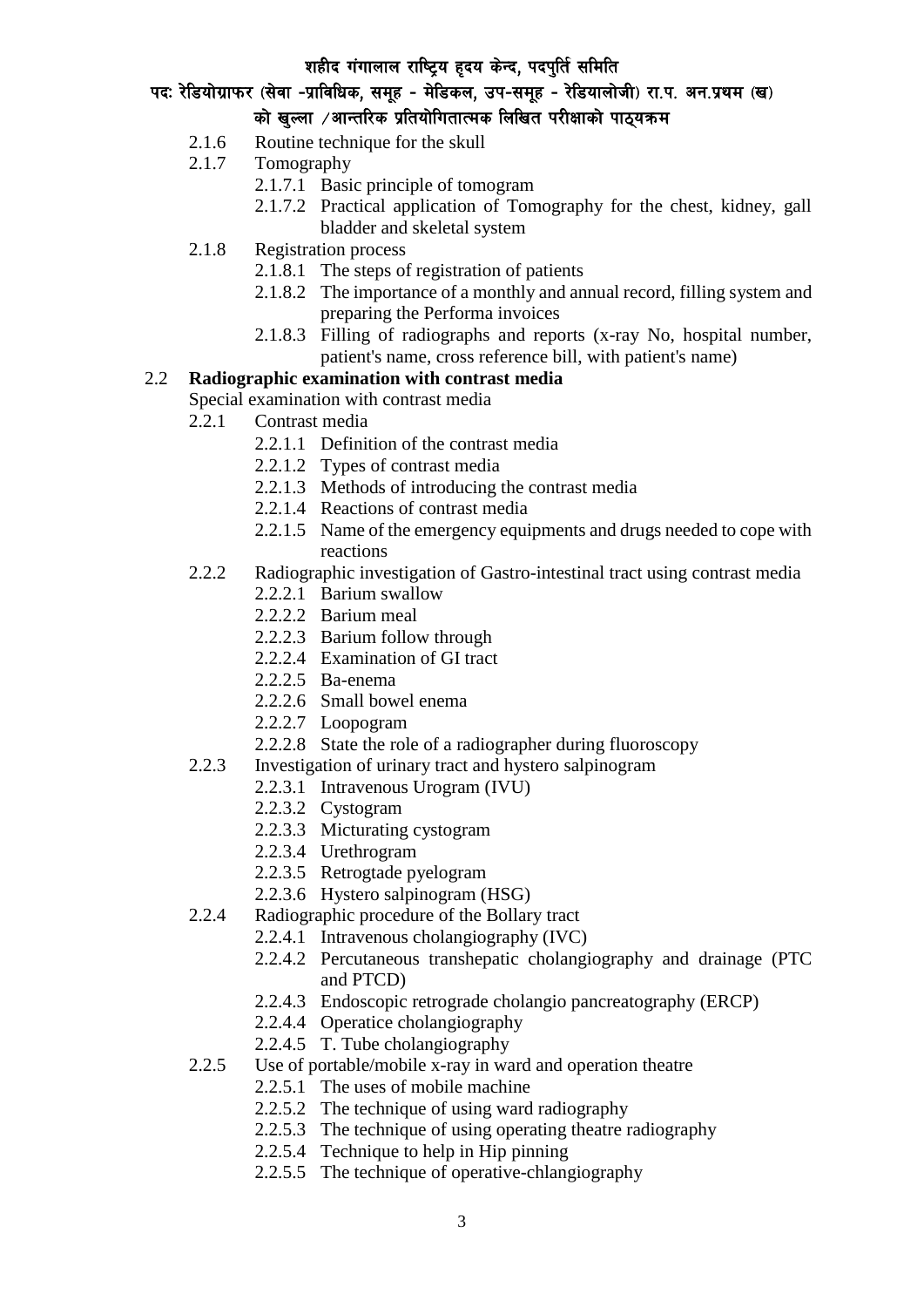- 2.1.6 Routine technique for the skull
- 2.1.7 Tomography
    - 2.1.7.1 Basic principle of tomogram
    - 2.1.7.2 Practical application of Tomography for the chest, kidney, gall bladder and skeletal system
- 2.1.8 Registration process
    - 2.1.8.1 The steps of registration of patients
    - 2.1.8.2 The importance of a monthly and annual record, filling system and preparing the Performa invoices
    - 2.1.8.3 Filling of radiographs and reports (x-ray No, hospital number, patient's name, cross reference bill, with patient's name)

**2.2 Radiographic examination with contrast media**

Special examination with contrast media

- 2.2.1 Contrast media
    - 2.2.1.1 Definition of the contrast media
    - 2.2.1.2 Types of contrast media
    - 2.2.1.3 Methods of introducing the contrast media
    - 2.2.1.4 Reactions of contrast media
    - 2.2.1.5 Name of the emergency equipments and drugs needed to cope with reactions
- 2.2.2 Radiographic investigation of Gastro-intestinal tract using contrast media
    - 2.2.2.1 Barium swallow
    - 2.2.2.2 Barium meal
    - 2.2.2.3 Barium follow through
    - 2.2.2.4 Examination of GI tract
    - 2.2.2.5 Ba-enema
    - 2.2.2.6 Small bowel enema
    - 2.2.2.7 Loopogram
    - 2.2.2.8 State the role of a radiographer during fluoroscopy
- 2.2.3 Investigation of urinary tract and hystero salpinogram
    - 2.2.3.1 Intravenous Urogram (IVU)
    - 2.2.3.2 Cystogram
    - 2.2.3.3 Micturating cystogram
    - 2.2.3.4 Urethrogram
    - 2.2.3.5 Retrogtade pyelogram
    - 2.2.3.6 Hystero salpinogram (HSG)
- 2.2.4 Radiographic procedure of the Bollary tract
    - 2.2.4.1 Intravenous cholangiography (IVC)
    - 2.2.4.2 Percutaneous transhepatic cholangiography and drainage (PTC and PTCD)
    - 2.2.4.3 Endoscopic retrograde cholangio pancreatography (ERCP)
    - 2.2.4.4 Operatice cholangiography
    - 2.2.4.5 T. Tube cholangiography
- 2.2.5 Use of portable/mobile x-ray in ward and operation theatre
    - 2.2.5.1 The uses of mobile machine
    - 2.2.5.2 The technique of using ward radiography
    - 2.2.5.3 The technique of using operating theatre radiography
    - 2.2.5.4 Technique to help in Hip pinning
    - 2.2.5.5 The technique of operative-chlangiography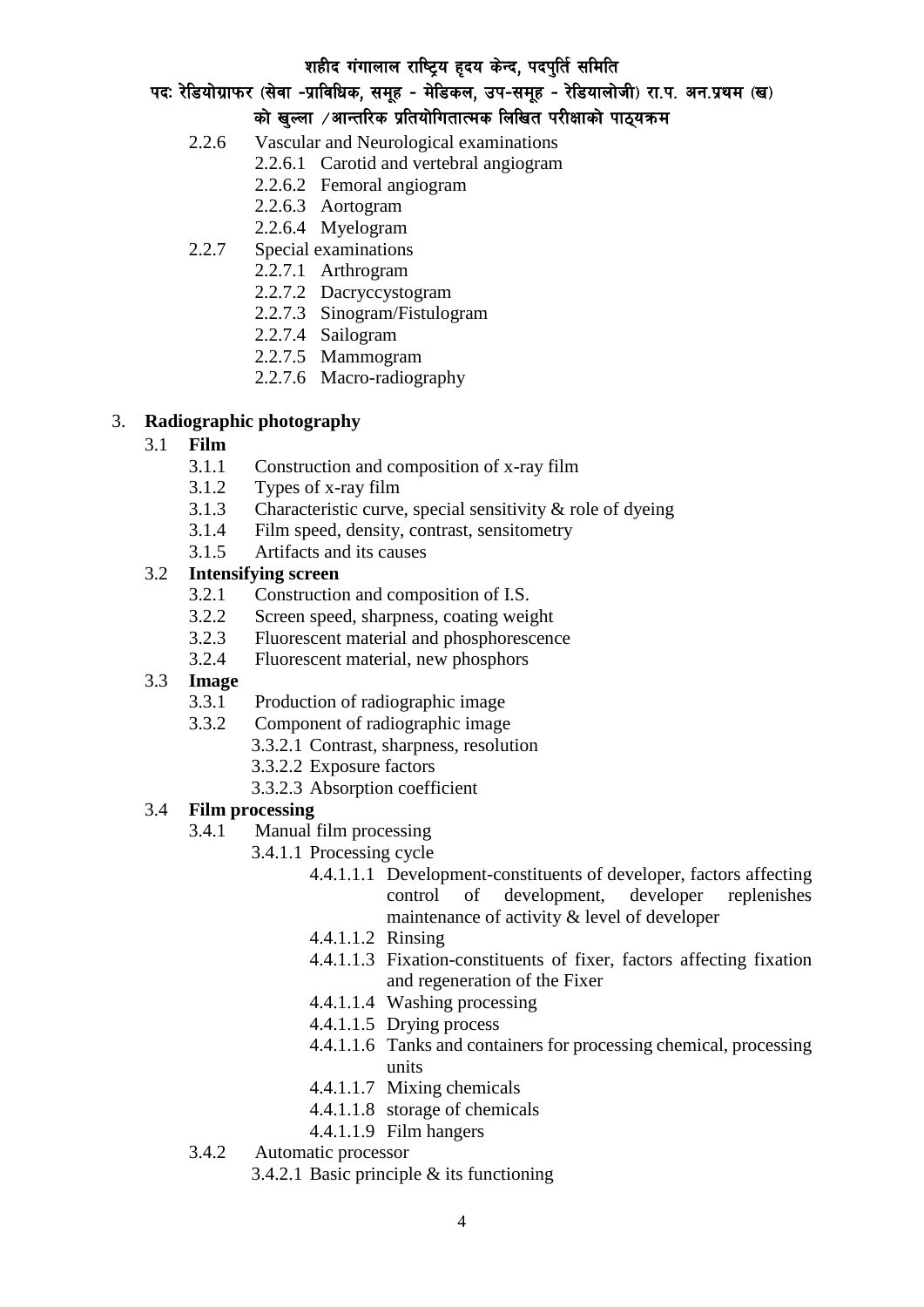- 2.2.6 Vascular and Neurological examinations
    - 2.2.6.1 Carotid and vertebral angiogram
    - 2.2.6.2 Femoral angiogram
    - 2.2.6.3 Aortogram
    - 2.2.6.4 Myelogram
- 2.2.7 Special examinations
    - 2.2.7.1 Arthrogram
    - 2.2.7.2 Dacryccystogram
    - 2.2.7.3 Sinogram/Fistulogram
    - 2.2.7.4 Sailogram
    - 2.2.7.5 Mammogram
    - 2.2.7.6 Macro-radiography

3. **Radiographic photography**

3.1 **Film**

- 3.1.1 Construction and composition of x-ray film
- 3.1.2 Types of x-ray film
- 3.1.3 Characteristic curve, special sensitivity & role of dyeing
- 3.1.4 Film speed, density, contrast, sensitometry
- 3.1.5 Artifacts and its causes

3.2 **Intensifying screen**

- 3.2.1 Construction and composition of I.S.
- 3.2.2 Screen speed, sharpness, coating weight
- 3.2.3 Fluorescent material and phosphorescence
- 3.2.4 Fluorescent material, new phosphors

3.3 **Image**

- 3.3.1 Production of radiographic image
- 3.3.2 Component of radiographic image
    - 3.3.2.1 Contrast, sharpness, resolution
    - 3.3.2.2 Exposure factors
    - 3.3.2.3 Absorption coefficient

3.4 **Film processing**

- 3.4.1 Manual film processing
    - 3.4.1.1 Processing cycle
        - 4.4.1.1.1 Development-constituents of developer, factors affecting control of development, developer replenishes maintenance of activity & level of developer
        - 4.4.1.1.2 Rinsing
        - 4.4.1.1.3 Fixation-constituents of fixer, factors affecting fixation and regeneration of the Fixer
        - 4.4.1.1.4 Washing processing
        - 4.4.1.1.5 Drying process
        - 4.4.1.1.6 Tanks and containers for processing chemical, processing units
        - 4.4.1.1.7 Mixing chemicals
        - 4.4.1.1.8 storage of chemicals
        - 4.4.1.1.9 Film hangers
- 3.4.2 Automatic processor
    - 3.4.2.1 Basic principle & its functioning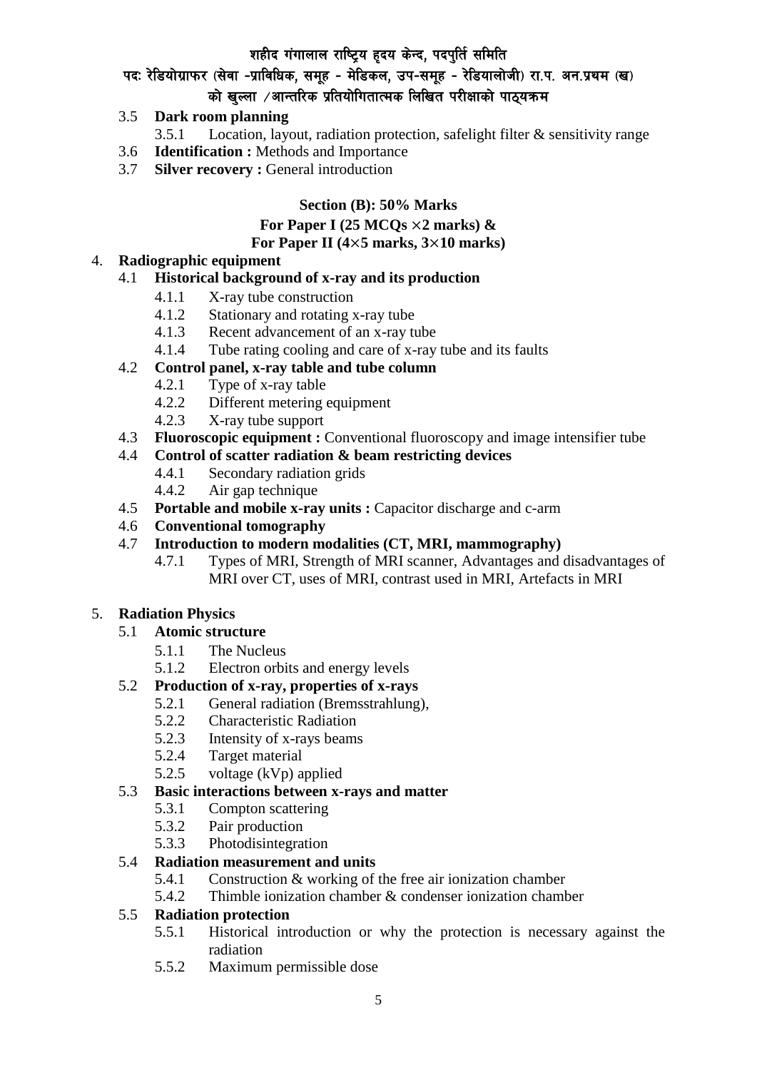- 3.5 **Dark room planning**
  - 3.5.1 Location, layout, radiation protection, safelight filter & sensitivity range
- 3.6 **Identification :** Methods and Importance
- 3.7 **Silver recovery :** General introduction

**Section (B): 50% Marks**
**For Paper I (25 MCQs ×2 marks) &**
**For Paper II (4×5 marks, 3×10 marks)**

4. **Radiographic equipment**
   - 4.1 **Historical background of x-ray and its production**
     - 4.1.1 X-ray tube construction
     - 4.1.2 Stationary and rotating x-ray tube
     - 4.1.3 Recent advancement of an x-ray tube
     - 4.1.4 Tube rating cooling and care of x-ray tube and its faults
   - 4.2 **Control panel, x-ray table and tube column**
     - 4.2.1 Type of x-ray table
     - 4.2.2 Different metering equipment
     - 4.2.3 X-ray tube support
   - 4.3 **Fluoroscopic equipment :** Conventional fluoroscopy and image intensifier tube
   - 4.4 **Control of scatter radiation & beam restricting devices**
     - 4.4.1 Secondary radiation grids
     - 4.4.2 Air gap technique
   - 4.5 **Portable and mobile x-ray units :** Capacitor discharge and c-arm
   - 4.6 **Conventional tomography**
   - 4.7 **Introduction to modern modalities (CT, MRI, mammography)**
     - 4.7.1 Types of MRI, Strength of MRI scanner, Advantages and disadvantages of MRI over CT, uses of MRI, contrast used in MRI, Artefacts in MRI

5. **Radiation Physics**
   - 5.1 **Atomic structure**
     - 5.1.1 The Nucleus
     - 5.1.2 Electron orbits and energy levels
   - 5.2 **Production of x-ray, properties of x-rays**
     - 5.2.1 General radiation (Bremsstrahlung),
     - 5.2.2 Characteristic Radiation
     - 5.2.3 Intensity of x-rays beams
     - 5.2.4 Target material
     - 5.2.5 voltage (kVp) applied
   - 5.3 **Basic interactions between x-rays and matter**
     - 5.3.1 Compton scattering
     - 5.3.2 Pair production
     - 5.3.3 Photodisintegration
   - 5.4 **Radiation measurement and units**
     - 5.4.1 Construction & working of the free air ionization chamber
     - 5.4.2 Thimble ionization chamber & condenser ionization chamber
   - 5.5 **Radiation protection**
     - 5.5.1 Historical introduction or why the protection is necessary against the radiation
     - 5.5.2 Maximum permissible dose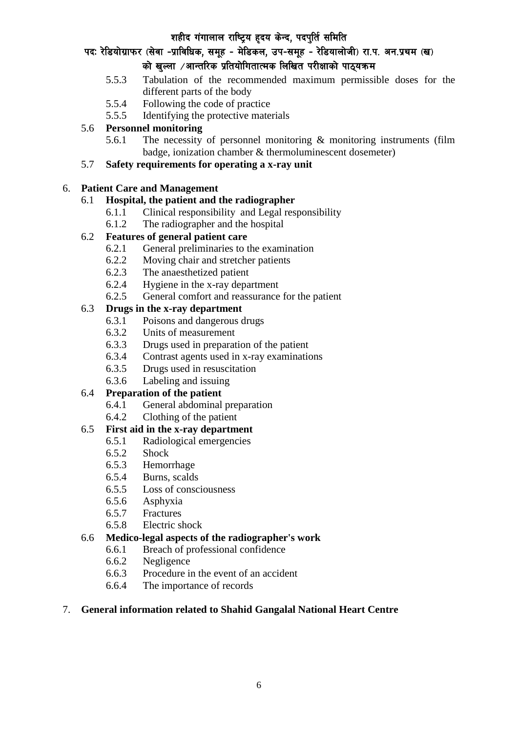5.5.3 Tabulation of the recommended maximum permissible doses for the different parts of the body
5.5.4 Following the code of practice
5.5.5 Identifying the protective materials

5.6 **Personnel monitoring**
5.6.1 The necessity of personnel monitoring & monitoring instruments (film badge, ionization chamber & thermoluminescent dosemeter)

5.7 **Safety requirements for operating a x-ray unit**

6. **Patient Care and Management**

6.1 **Hospital, the patient and the radiographer**
6.1.1 Clinical responsibility and Legal responsibility
6.1.2 The radiographer and the hospital

6.2 **Features of general patient care**
6.2.1 General preliminaries to the examination
6.2.2 Moving chair and stretcher patients
6.2.3 The anaesthetized patient
6.2.4 Hygiene in the x-ray department
6.2.5 General comfort and reassurance for the patient

6.3 **Drugs in the x-ray department**
6.3.1 Poisons and dangerous drugs
6.3.2 Units of measurement
6.3.3 Drugs used in preparation of the patient
6.3.4 Contrast agents used in x-ray examinations
6.3.5 Drugs used in resuscitation
6.3.6 Labeling and issuing

6.4 **Preparation of the patient**
6.4.1 General abdominal preparation
6.4.2 Clothing of the patient

6.5 **First aid in the x-ray department**
6.5.1 Radiological emergencies
6.5.2 Shock
6.5.3 Hemorrhage
6.5.4 Burns, scalds
6.5.5 Loss of consciousness
6.5.6 Asphyxia
6.5.7 Fractures
6.5.8 Electric shock

6.6 **Medico-legal aspects of the radiographer's work**
6.6.1 Breach of professional confidence
6.6.2 Negligence
6.6.3 Procedure in the event of an accident
6.6.4 The importance of records

7. **General information related to Shahid Gangalal National Heart Centre**